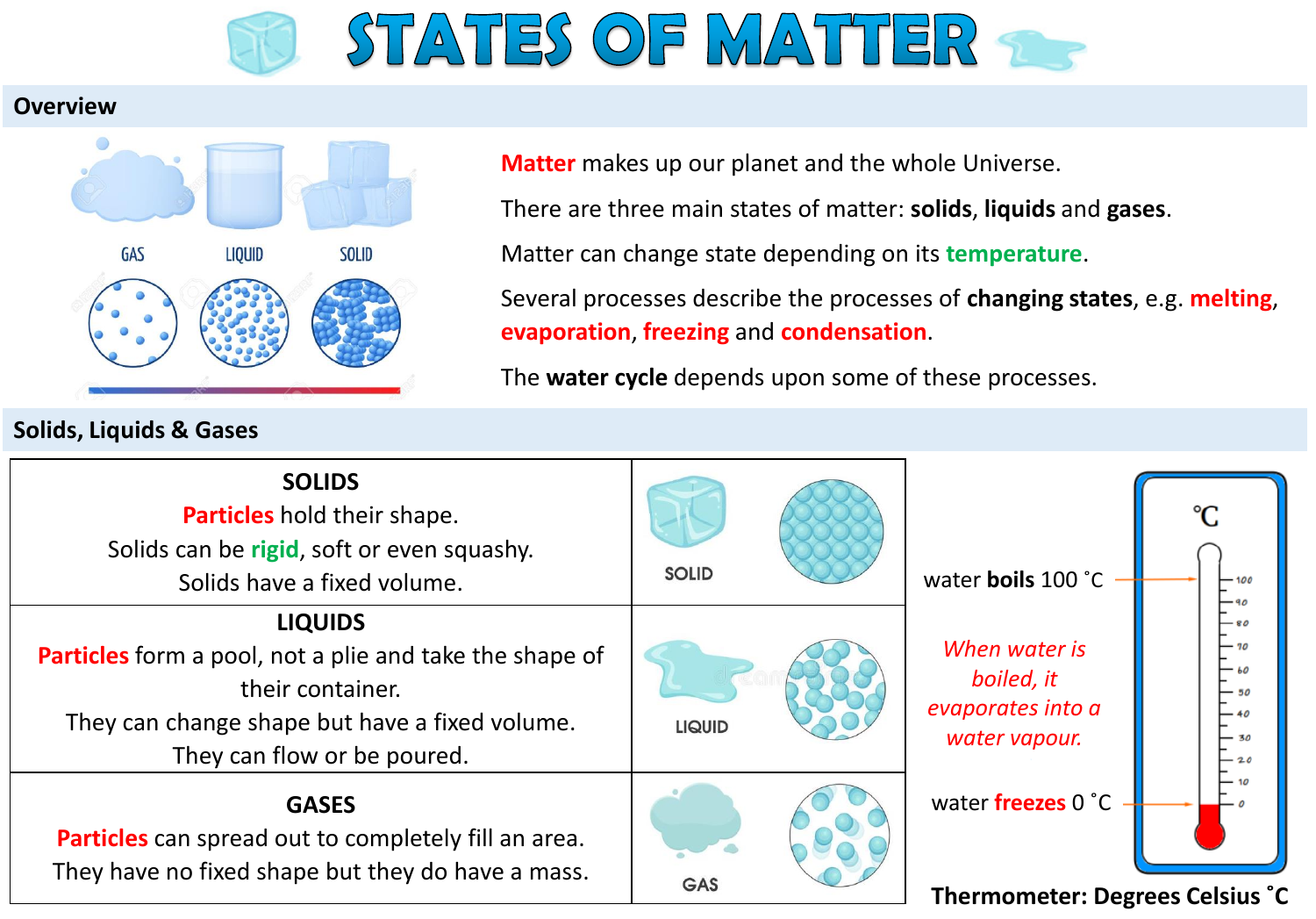# STATES OF MATTER

## Overview

GAS LIQUID SOLID

**Matter** makes up our planet and the whole Universe.

There are three main states of matter: **solids**, **liquids** and **gases**.

Matter can change state depending on its **temperature**.

Several processes describe the processes of **changing states**, e.g. **melting**, **evaporation**, **freezing** and **condensation**.

The **water cycle** depends upon some of these processes.

## Solids, Liquids & Gases

| | |
|---|---|
| **SOLIDS**<br>**Particles** hold their shape.<br>Solids can be **rigid**, soft or even squashy.<br>Solids have a fixed volume. | SOLID |
| **LIQUIDS**<br>**Particles** form a pool, not a plie and take the shape of their container.<br>They can change shape but have a fixed volume.<br>They can flow or be poured. | LIQUID |
| **GASES**<br>**Particles** can spread out to completely fill an area.<br>They have no fixed shape but they do have a mass. | GAS |

water **boils** 100 ˚C

*When water is boiled, it evaporates into a water vapour.*

water **freezes** 0 ˚C

˚C

100, 90, 80, 70, 60, 50, 40, 30, 20, 10, 0

**Thermometer: Degrees Celsius ˚C**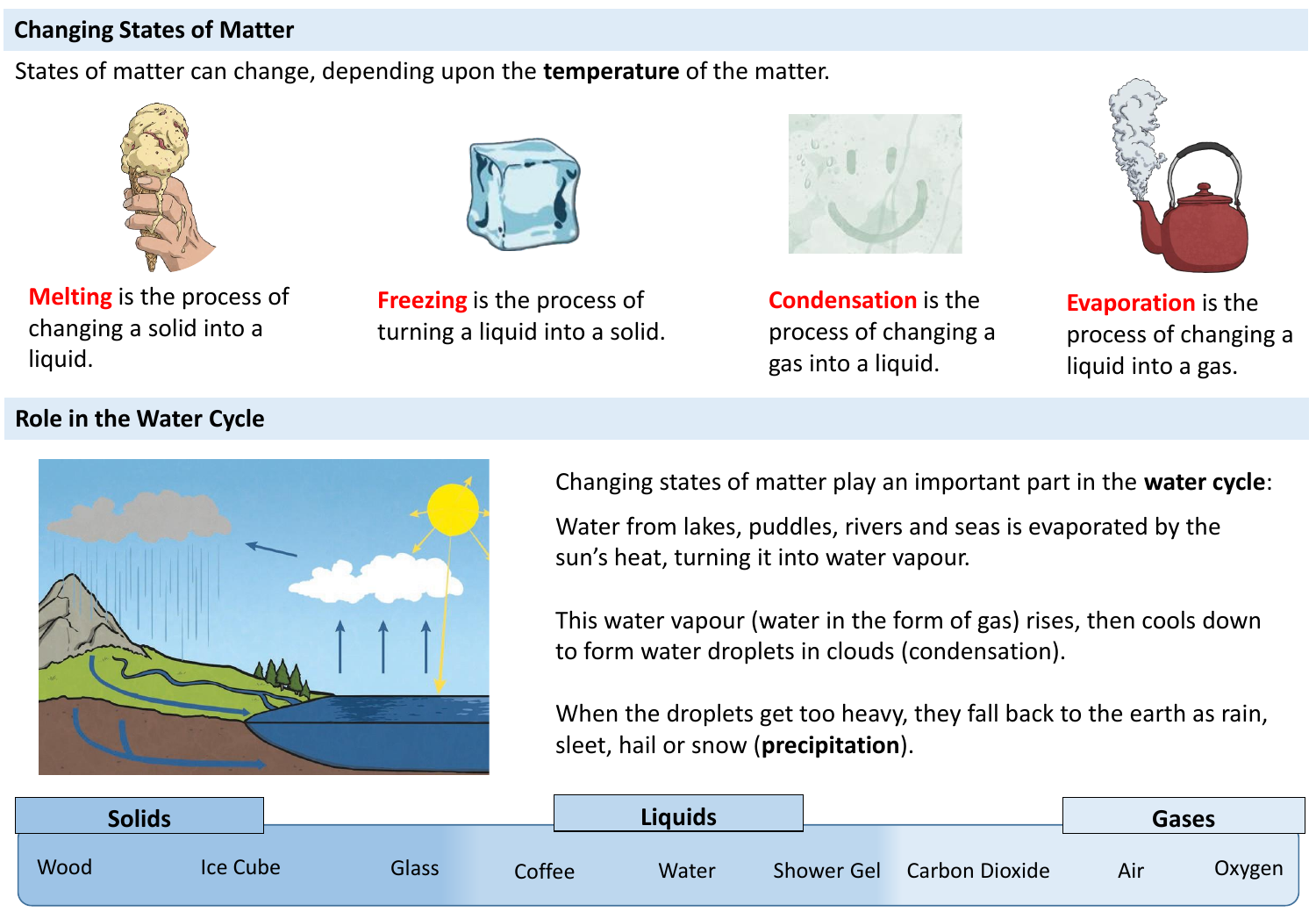## Changing States of Matter

States of matter can change, depending upon the **temperature** of the matter.

**Melting** is the process of changing a solid into a liquid.

**Freezing** is the process of turning a liquid into a solid.

**Condensation** is the process of changing a gas into a liquid.

**Evaporation** is the process of changing a liquid into a gas.

## Role in the Water Cycle

Changing states of matter play an important part in the **water cycle**:

Water from lakes, puddles, rivers and seas is evaporated by the sun's heat, turning it into water vapour.

This water vapour (water in the form of gas) rises, then cools down to form water droplets in clouds (condensation).

When the droplets get too heavy, they fall back to the earth as rain, sleet, hail or snow (**precipitation**).

| Solids | | | Liquids | | | Gases | | |
|---|---|---|---|---|---|---|---|---|
| Wood | Ice Cube | Glass | Coffee | Water | Shower Gel | Carbon Dioxide | Air | Oxygen |